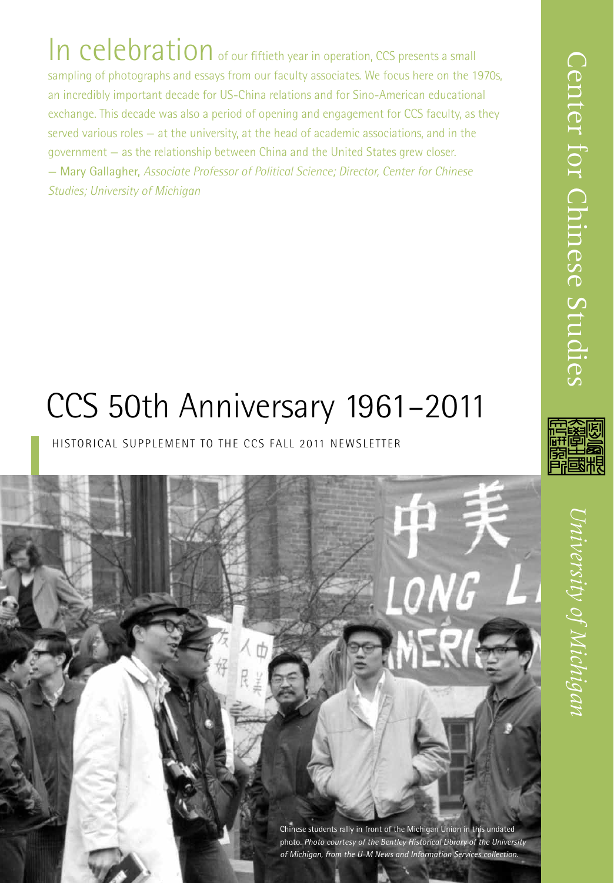In celebration of our fiftieth year in operation, CCS presents a small sampling of photographs and essays from our faculty associates. We focus here on the 1970s, an incredibly important decade for US-China relations and for Sino-American educational exchange. This decade was also a period of opening and engagement for CCS faculty, as they served various roles – at the university, at the head of academic associations, and in the government – as the relationship between China and the United States grew closer.

– Mary Gallagher, *Associate Professor of Political Science; Director, Center for Chinese Studies; University of Michigan*

# CCS 50th Anniversary 1961–2011

HISTORICAL SUPPLEMENT TO THE CCS FALL 2011 NEWSLETTER

Chinese students rally in front of the Michigan Union in this undated photo. *Photo courtesy of the Bentley Historical Library of the University of Michigan, from the U-M News and Information Services collection.*

Center for Chinese Studies

*University of Michigan*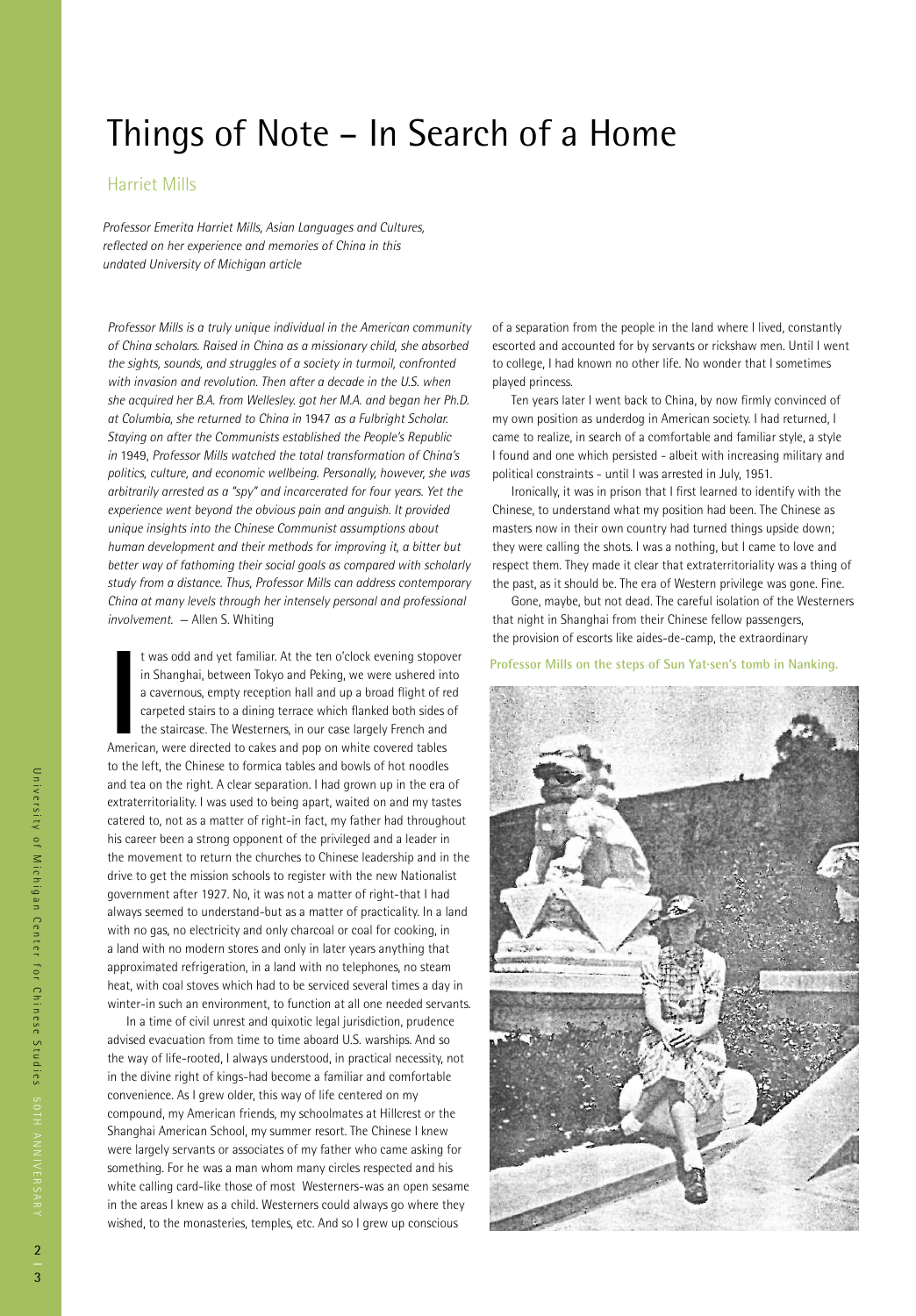# Things of Note – In Search of a Home

## Harriet Mills

*Professor Emerita Harriet Mills, Asian Languages and Cultures, reflected on her experience and memories of China in this undated University of Michigan article*

*Professor Mills is a truly unique individual in the American community of China scholars. Raised in China as a missionary child, she absorbed the sights, sounds, and struggles of a society in turmoil, confronted with invasion and revolution. Then after a decade in the U.S. when she acquired her B.A. from Wellesley. got her M.A. and began her Ph.D. at Columbia, she returned to China in* 1947 *as a Fulbright Scholar. Staying on after the Communists established the People's Republic in* 1949, *Professor Mills watched the total transformation of China's politics, culture, and economic wellbeing. Personally, however, she was arbitrarily arrested as a "spy" and incarcerated for four years. Yet the experience went beyond the obvious pain and anguish. It provided unique insights into the Chinese Communist assumptions about human development and their methods for improving it, a bitter but better way of fathoming their social goals as compared with scholarly study from a distance. Thus, Professor Mills can address contemporary China at many levels through her intensely personal and professional involvement.* — Allen S. Whiting

It was odd and yet familiar. At the ten o'clock evening stopover in Shanghai, between Tokyo and Peking, we were ushered into a cavernous, empty reception hall and up a broad flight of red carpeted stairs to a dining terrace which flanked both sides of the staircase. The Westerners, in our case largely French and American, were directed to cakes and pop on white covered tables to the left, the Chinese to formica tables and bowls of hot noodles and tea on the right. A clear separation. I had grown up in the era of extraterritoriality. I was used to being apart, waited on and my tastes catered to, not as a matter of right-in fact, my father had throughout his career been a strong opponent of the privileged and a leader in the movement to return the churches to Chinese leadership and in the drive to get the mission schools to register with the new Nationalist government after 1927. No, it was not a matter of right-that I had always seemed to understand-but as a matter of practicality. In a land with no gas, no electricity and only charcoal or coal for cooking, in a land with no modern stores and only in later years anything that approximated refrigeration, in a land with no telephones, no steam heat, with coal stoves which had to be serviced several times a day in winter-in such an environment, to function at all one needed servants.

In a time of civil unrest and quixotic legal jurisdiction, prudence advised evacuation from time to time aboard U.S. warships. And so the way of life-rooted, I always understood, in practical necessity, not in the divine right of kings-had become a familiar and comfortable convenience. As I grew older, this way of life centered on my compound, my American friends, my schoolmates at Hillcrest or the Shanghai American School, my summer resort. The Chinese I knew were largely servants or associates of my father who came asking for something. For he was a man whom many circles respected and his white calling card-like those of most Westerners-was an open sesame in the areas I knew as a child. Westerners could always go where they wished, to the monasteries, temples, etc. And so I grew up conscious of a separation from the people in the land where I lived, constantly escorted and accounted for by servants or rickshaw men. Until I went to college, I had known no other life. No wonder that I sometimes played princess.

Ten years later I went back to China, by now firmly convinced of my own position as underdog in American society. I had returned, I came to realize, in search of a comfortable and familiar style, a style I found and one which persisted - albeit with increasing military and political constraints - until I was arrested in July, 1951.

Ironically, it was in prison that I first learned to identify with the Chinese, to understand what my position had been. The Chinese as masters now in their own country had turned things upside down; they were calling the shots. I was a nothing, but I came to love and respect them. They made it clear that extraterritoriality was a thing of the past, as it should be. The era of Western privilege was gone. Fine.

Gone, maybe, but not dead. The careful isolation of the Westerners that night in Shanghai from their Chinese fellow passengers, the provision of escorts like aides-de-camp, the extraordinary

Professor Mills on the steps of Sun Yat-sen's tomb in Nanking.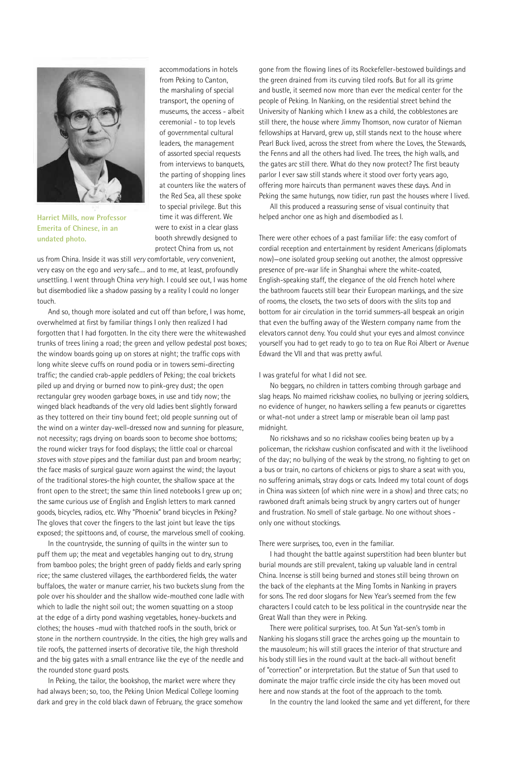Harriet Mills, now Professor Emerita of Chinese, in an undated photo.

accommodations in hotels from Peking to Canton, the marshaling of special transport, the opening of museums, the access - albeit ceremonial - to top levels of governmental cultural leaders, the management of assorted special requests from interviews to banquets, the parting of shopping lines at counters like the waters of the Red Sea, all these spoke to special privilege. But this time it was different. We were to exist in a clear glass booth shrewdly designed to protect China from us, not us from China. Inside it was still *very* comfortable, *very* convenient, very easy on the ego and *very* safe.... and to me, at least, profoundly unsettling. I went through China *very* high. I could see out, I was home but disembodied like a shadow passing by a reality I could no longer touch.

And so, though more isolated and cut off than before, I was home, overwhelmed at first by familiar things I only then realized I had forgotten that I had forgotten. In the city there were the whitewashed trunks of trees lining a road; the green and yellow pedestal post boxes; the window boards going up on stores at night; the traffic cops with long white sleeve cuffs on round podia or in towers semi-directing traffic; the candied crab-apple peddlers of Peking; the coal brickets piled up and drying or burned now to pink-grey dust; the open rectangular grey wooden garbage boxes, in use and tidy now; the winged black headbands of the very old ladies bent slightly forward as they tottered on their tiny bound feet; old people sunning out of the wind on a winter day-well-dressed now and sunning for pleasure, not necessity; rags drying on boards soon to become shoe bottoms; the round wicker trays for food displays; the little coal or charcoal *stoves* with *stove* pipes and the familiar dust pan and broom nearby; the face masks of surgical gauze worn against the wind; the layout of the traditional stores-the high counter, the shallow space at the front open to the street; the same thin lined notebooks I grew up on; the same curious use of English and English letters to mark canned goods, bicycles, radios, etc. Why "Phoenix" brand bicycles in Peking? The gloves that cover the fingers to the last joint but leave the tips exposed; the spittoons and, of course, the marvelous smell of cooking.

In the countryside, the sunning of quilts in the winter sun to puff them up; the meat and vegetables hanging out to dry, strung from bamboo poles; the bright green of paddy fields and early spring rice; the same clustered villages, the earthbordered fields, the water buffaloes, the water or manure carrier, his two buckets slung from the pole over his shoulder and the shallow wide-mouthed cone ladle with which to ladle the night soil out; the women squatting on a stoop at the edge of a dirty pond washing vegetables, honey-buckets and clothes; the houses -mud with thatched roofs in the south, brick or stone in the northern countryside. In the cities, the high grey walls and tile roofs, the patterned inserts of decorative tile, the high threshold and the big gates with a small entrance like the eye of the needle and the rounded stone guard posts.

In Peking, the tailor, the bookshop, the market were where they had always been; so, too, the Peking Union Medical College looming dark and grey in the cold black dawn of February, the grace somehow gone from the flowing lines of its Rockefeller-bestowed buildings and the green drained from its curving tiled roofs. But for all its grime and bustle, it seemed now more than ever the medical center for the people of Peking. In Nanking, on the residential street behind the University of Nanking which I knew as a child, the cobblestones are still there, the house where Jimmy Thomson, now curator of Nieman fellowships at Harvard, grew up, still stands next to the house where Pearl Buck lived, across the street from where the Loves, the Stewards, the Fenns and all the others had lived. The trees, the high walls, and the gates arc still there. What do they now protect? The first beauty parlor I ever saw still stands where it stood over forty years ago, offering more haircuts than permanent waves these days. And in Peking the same hutungs, now tidier, run past the houses where I lived.

All this produced a reassuring sense of visual continuity that helped anchor one as high and disembodied as I.

There were other echoes of a past familiar life: the easy comfort of cordial reception and entertainment by resident Americans (diplomats now)—one isolated group seeking out another, the almost oppressive presence of pre-war life in Shanghai where the white-coated, English-speaking staff, the elegance of the old French hotel where the bathroom faucets still bear their European markings, and the size of rooms, the closets, the two sets of doors with the slits top and bottom for air circulation in the torrid summers-all bespeak an origin that even the buffing away of the Western company name from the elevators cannot deny. You could shut your eyes and almost convince yourself you had to get ready to go to tea on Rue Roi Albert or Avenue Edward the VII and that was pretty awful.

I was grateful for what I did not see.

No beggars, no children in tatters combing through garbage and slag heaps. No maimed rickshaw coolies, no bullying or jeering soldiers, no evidence of hunger, no hawkers selling a few peanuts or cigarettes or what-not under a street lamp or miserable bean oil lamp past midnight.

No rickshaws and so no rickshaw coolies being beaten up by a policeman, the rickshaw cushion confiscated and with it the livelihood of the day; no bullying of the weak by the strong, no fighting to get on a bus or train, no cartons of chickens or pigs to share a seat with you, no suffering animals, stray dogs or cats. Indeed my total count of dogs in China was sixteen (of which nine were in a show) and three cats; no rawboned draft animals being struck by angry carters out of hunger and frustration. No smell of stale garbage. No one without shoes - only one without stockings.

There were surprises, too, even in the familiar.

I had thought the battle against superstition had been blunter but burial mounds are still prevalent, taking up valuable land in central China. Incense is still being burned and stones still being thrown on the back of the elephants at the Ming Tombs in Nanking in prayers for sons. The red door slogans for New Year's seemed from the few characters I could catch to be less political in the countryside near the Great Wall than they were in Peking.

There were political surprises, too. At Sun Yat-sen's tomb in Nanking his slogans still grace the arches going up the mountain to the mausoleum; his will still graces the interior of that structure and his body still lies in the round vault at the back-all without benefit of "correction" or interpretation. But the statue of Sun that used to dominate the major traffic circle inside the city has been moved out here and now stands at the foot of the approach to the tomb.

In the country the land looked the same and yet different, for there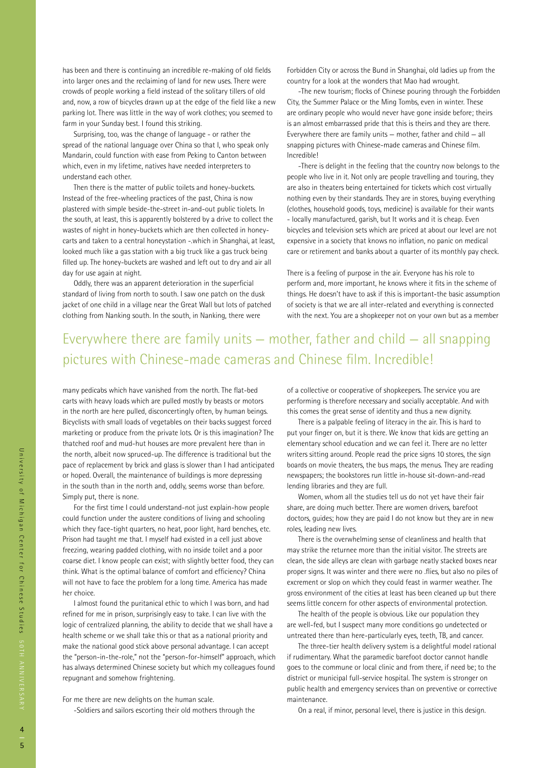has been and there is continuing an incredible re-making of old fields into larger ones and the reclaiming of land for new uses. There were crowds of people working a field instead of the solitary tillers of old and, now, a row of bicycles drawn up at the edge of the field like a new parking lot. There was little in the way of work clothes; you seemed to farm in your Sunday best. I found this striking.

Surprising, too, was the change of language - or rather the spread of the national language over China so that I, who speak only Mandarin, could function with ease from Peking to Canton between which, even in my lifetime, natives have needed interpreters to understand each other.

Then there is the matter of public toilets and honey-buckets. Instead of the free-wheeling practices of the past, China is now plastered with simple beside-the-street in-and-out public tiolets. In the south, at least, this is apparently bolstered by a drive to collect the wastes of night in honey-buckets which are then collected in honey-carts and taken to a central honeystation -.which in Shanghai, at least, looked much like a gas station with a big truck like a gas truck being filled up. The honey-buckets are washed and left out to dry and air all day for use again at night.

Oddly, there was an apparent deterioration in the superficial standard of living from north to south. I saw one patch on the dusk jacket of one child in a village near the Great Wall but lots of patched clothing from Nanking south. In the south, in Nanking, there were many pedicabs which have vanished from the north. The flat-bed carts with heavy loads which are pulled mostly by beasts or motors in the north are here pulled, disconcertingly often, by human beings. Bicyclists with small loads of vegetables on their backs suggest forced marketing or produce from the private lots. Or is this imagination? The thatched roof and mud-hut houses are more prevalent here than in the north, albeit now spruced-up. The difference is traditional but the pace of replacement by brick and glass is slower than I had anticipated or hoped. Overall, the maintenance of buildings is more depressing in the south than in the north and, oddly, seems worse than before. Simply put, there is none.

For the first time I could understand-not just explain-how people could function under the austere conditions of living and schooling which they face-tight quarters, no heat, poor light, hard benches, etc. Prison had taught me that. I myself had existed in a cell just above freezing, wearing padded clothing, with no inside toilet and a poor coarse diet. I know people can exist; with slightly better food, they can think. What is the optimal balance of comfort and efficiency? China will not have to face the problem for a long time. America has made her choice.

I almost found the puritanical ethic to which I was born, and had refined for me in prison, surprisingly easy to take. I can live with the logic of centralized planning, the ability to decide that we shall have a health scheme or we shall take this or that as a national priority and make the national good stick above personal advantage. I can accept the "person-in-the-role," not the "person-for-himself" approach, which has always determined Chinese society but which my colleagues found repugnant and somehow frightening.

For me there are new delights on the human scale.

-Soldiers and sailors escorting their old mothers through the Forbidden City or across the Bund in Shanghai, old ladies up from the country for a look at the wonders that Mao had wrought.

-The new tourism; flocks of Chinese pouring through the Forbidden City, the Summer Palace or the Ming Tombs, even in winter. These are ordinary people who would never have gone inside before; theirs is an almost embarrassed pride that this is theirs and they are there. Everywhere there are family units — mother, father and child — all snapping pictures with Chinese-made cameras and Chinese film. Incredible!

-There is delight in the feeling that the country now belongs to the people who live in it. Not only are people travelling and touring, they are also in theaters being entertained for tickets which cost virtually nothing even by their standards. They are in stores, buying everything (clothes, household goods, toys, medicine) is available for their wants - locally manufactured, garish, but It works and it is cheap. Even bicycles and television sets which are priced at about our level are not expensive in a society that knows no inflation, no panic on medical care or retirement and banks about a quarter of its monthly pay check.

> Everywhere there are family units — mother, father and child — all snapping pictures with Chinese-made cameras and Chinese film. Incredible!

There is a feeling of purpose in the air. Everyone has his role to perform and, more important, he knows where it fits in the scheme of things. He doesn't have to ask if this is important-the basic assumption of society is that we are all inter-related and everything is connected with the next. You are a shopkeeper not on your own but as a member of a collective or cooperative of shopkeepers. The service you are performing is therefore necessary and socially acceptable. And with this comes the great sense of identity and thus a new dignity.

There is a palpable feeling of literacy in the air. This is hard to put your finger on, but it is there. We know that kids are getting an elementary school education and we can feel it. There are no letter writers sitting around. People read the price signs 10 stores, the sign boards on movie theaters, the bus maps, the menus. They are reading newspapers; the bookstores run little in-house sit-down-and-read lending libraries and they are full.

Women, whom all the studies tell us do not yet have their fair share, are doing much better. There are women drivers, barefoot doctors, guides; how they are paid I do not know but they are in new roles, leading new lives.

There is the overwhelming sense of cleanliness and health that may strike the returnee more than the initial visitor. The streets are clean, the side alleys are clean with garbage neatly stacked boxes near proper signs. It was winter and there were no .flies, but also no piles of excrement or slop on which they could feast in warmer weather. The gross environment of the cities at least has been cleaned up but there seems little concern for other aspects of environmental protection.

The health of the people is obvious. Like our population they are well-fed, but I suspect many more conditions go undetected or untreated there than here-particularly eyes, teeth, TB, and cancer.

The three-tier health delivery system is a delightful model rational if rudimentary. What the paramedic barefoot doctor cannot handle goes to the commune or local clinic and from there, if need be; to the district or municipal full-service hospital. The system is stronger on public health and emergency services than on preventive or corrective maintenance.

On a real, if minor, personal level, there is justice in this design.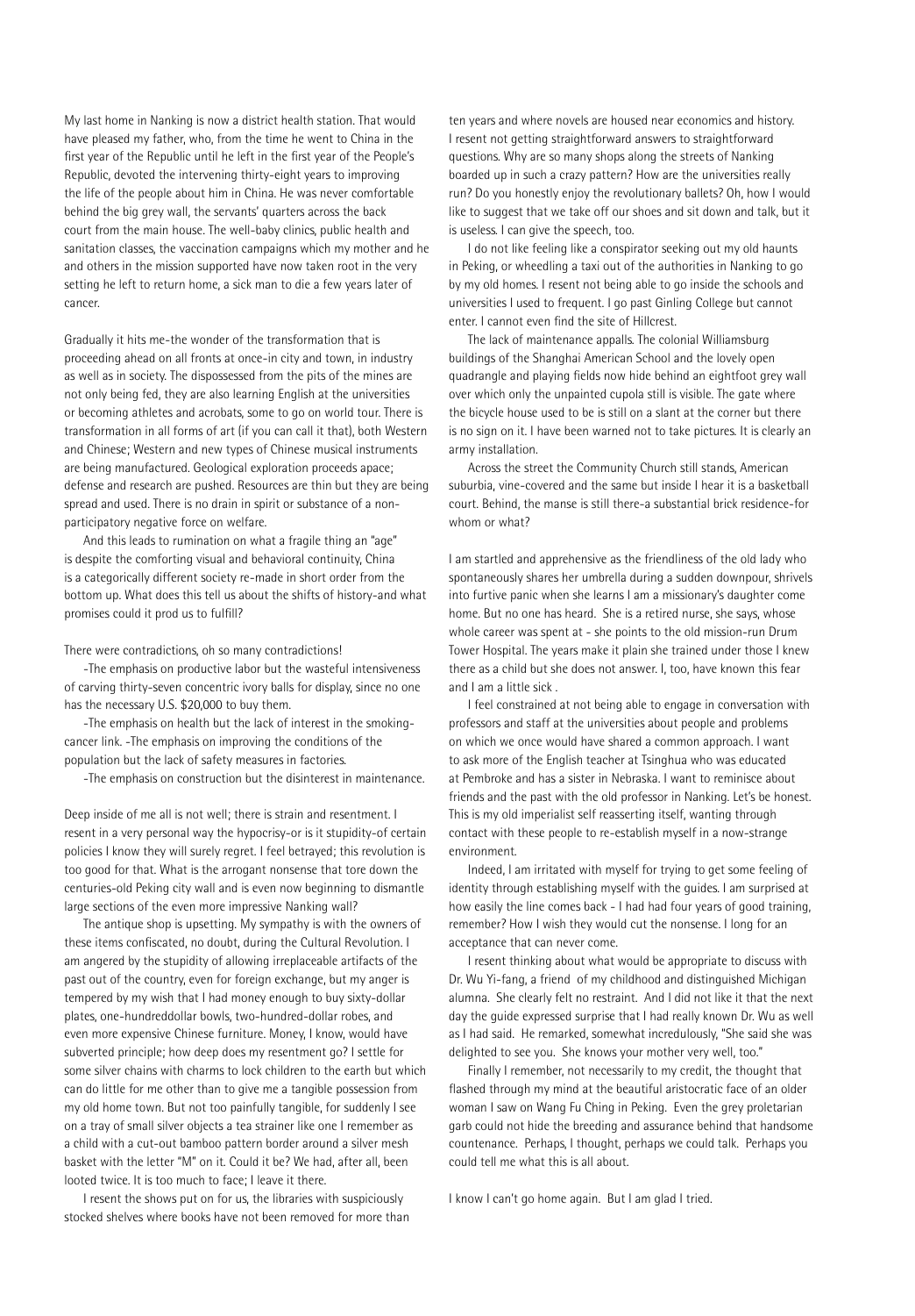My last home in Nanking is now a district health station. That would have pleased my father, who, from the time he went to China in the first year of the Republic until he left in the first year of the People's Republic, devoted the intervening thirty-eight years to improving the life of the people about him in China. He was never comfortable behind the big grey wall, the servants' quarters across the back court from the main house. The well-baby clinics, public health and sanitation classes, the vaccination campaigns which my mother and he and others in the mission supported have now taken root in the very setting he left to return home, a sick man to die a few years later of cancer.

Gradually it hits me-the wonder of the transformation that is proceeding ahead on all fronts at once-in city and town, in industry as well as in society. The dispossessed from the pits of the mines are not only being fed, they are also learning English at the universities or becoming athletes and acrobats, some to go on world tour. There is transformation in all forms of art (if you can call it that), both Western and Chinese; Western and new types of Chinese musical instruments are being manufactured. Geological exploration proceeds apace; defense and research are pushed. Resources are thin but they are being spread and used. There is no drain in spirit or substance of a non-participatory negative force on welfare.

And this leads to rumination on what a fragile thing an "age" is despite the comforting visual and behavioral continuity, China is a categorically different society re-made in short order from the bottom up. What does this tell us about the shifts of history-and what promises could it prod us to fulfill?

There were contradictions, oh so many contradictions!

-The emphasis on productive labor but the wasteful intensiveness of carving thirty-seven concentric ivory balls for display, since no one has the necessary U.S. $20,000 to buy them.

-The emphasis on health but the lack of interest in the smoking-cancer link. -The emphasis on improving the conditions of the population but the lack of safety measures in factories.

-The emphasis on construction but the disinterest in maintenance.

Deep inside of me all is not well; there is strain and resentment. I resent in a very personal way the hypocrisy-or is it stupidity-of certain policies I know they will surely regret. I feel betrayed; this revolution is too good for that. What is the arrogant nonsense that tore down the centuries-old Peking city wall and is even now beginning to dismantle large sections of the even more impressive Nanking wall?

The antique shop is upsetting. My sympathy is with the owners of these items confiscated, no doubt, during the Cultural Revolution. I am angered by the stupidity of allowing irreplaceable artifacts of the past out of the country, even for foreign exchange, but my anger is tempered by my wish that I had money enough to buy sixty-dollar plates, one-hundreddollar bowls, two-hundred-dollar robes, and even more expensive Chinese furniture. Money, I know, would have subverted principle; how deep does my resentment go? I settle for some silver chains with charms to lock children to the earth but which can do little for me other than to give me a tangible possession from my old home town. But not too painfully tangible, for suddenly I see on a tray of small silver objects a tea strainer like one I remember as a child with a cut-out bamboo pattern border around a silver mesh basket with the letter "M" on it. Could it be? We had, after all, been looted twice. It is too much to face; I leave it there.

I resent the shows put on for us, the libraries with suspiciously stocked shelves where books have not been removed for more than ten years and where novels are housed near economics and history. I resent not getting straightforward answers to straightforward questions. Why are so many shops along the streets of Nanking boarded up in such a crazy pattern? How are the universities really run? Do you honestly enjoy the revolutionary ballets? Oh, how I would like to suggest that we take off our shoes and sit down and talk, but it is useless. I can give the speech, too.

I do not like feeling like a conspirator seeking out my old haunts in Peking, or wheedling a taxi out of the authorities in Nanking to go by my old homes. I resent not being able to go inside the schools and universities I used to frequent. I go past Ginling College but cannot enter. I cannot even find the site of Hillcrest.

The lack of maintenance appalls. The colonial Williamsburg buildings of the Shanghai American School and the lovely open quadrangle and playing fields now hide behind an eightfoot grey wall over which only the unpainted cupola still is visible. The gate where the bicycle house used to be is still on a slant at the corner but there is no sign on it. I have been warned not to take pictures. It is clearly an army installation.

Across the street the Community Church still stands, American suburbia, vine-covered and the same but inside I hear it is a basketball court. Behind, the manse is still there-a substantial brick residence-for whom or what?

I am startled and apprehensive as the friendliness of the old lady who spontaneously shares her umbrella during a sudden downpour, shrivels into furtive panic when she learns I am a missionary's daughter come home. But no one has heard. She is a retired nurse, she says, whose whole career was spent at - she points to the old mission-run Drum Tower Hospital. The years make it plain she trained under those I knew there as a child but she does not answer. I, too, have known this fear and I am a little sick .

I feel constrained at not being able to engage in conversation with professors and staff at the universities about people and problems on which we once would have shared a common approach. I want to ask more of the English teacher at Tsinghua who was educated at Pembroke and has a sister in Nebraska. I want to reminisce about friends and the past with the old professor in Nanking. Let's be honest. This is my old imperialist self reasserting itself, wanting through contact with these people to re-establish myself in a now-strange environment.

Indeed, I am irritated with myself for trying to get some feeling of identity through establishing myself with the guides. I am surprised at how easily the line comes back - I had had four years of good training, remember? How I wish they would cut the nonsense. I long for an acceptance that can never come.

I resent thinking about what would be appropriate to discuss with Dr. Wu Yi-fang, a friend of my childhood and distinguished Michigan alumna. She clearly felt no restraint. And I did not like it that the next day the guide expressed surprise that I had really known Dr. Wu as well as I had said. He remarked, somewhat incredulously, "She said she was delighted to see you. She knows your mother very well, too."

Finally I remember, not necessarily to my credit, the thought that flashed through my mind at the beautiful aristocratic face of an older woman I saw on Wang Fu Ching in Peking. Even the grey proletarian garb could not hide the breeding and assurance behind that handsome countenance. Perhaps, I thought, perhaps we could talk. Perhaps you could tell me what this is all about.

I know I can't go home again. But I am glad I tried.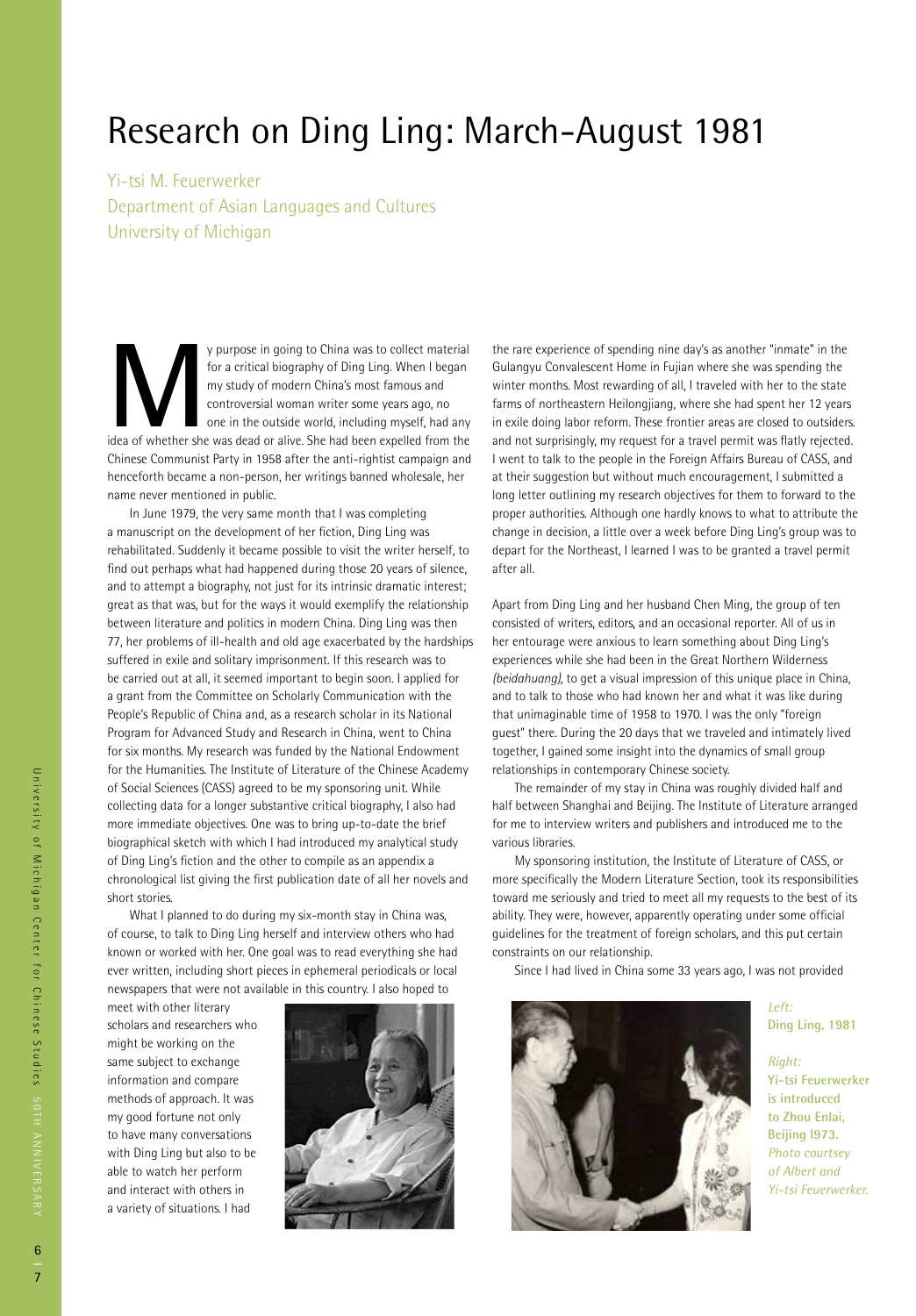# Research on Ding Ling: March-August 1981

Yi-tsi M. Feuerwerker
Department of Asian Languages and Cultures
University of Michigan

My purpose in going to China was to collect material for a critical biography of Ding Ling. When I began my study of modern China's most famous and controversial woman writer some years ago, no one in the outside world, including myself, had any idea of whether she was dead or alive. She had been expelled from the Chinese Communist Party in 1958 after the anti-rightist campaign and henceforth became a non-person, her writings banned wholesale, her name never mentioned in public.

In June 1979, the very same month that I was completing a manuscript on the development of her fiction, Ding Ling was rehabilitated. Suddenly it became possible to visit the writer herself, to find out perhaps what had happened during those 20 years of silence, and to attempt a biography, not just for its intrinsic dramatic interest; great as that was, but for the ways it would exemplify the relationship between literature and politics in modern China. Ding Ling was then 77, her problems of ill-health and old age exacerbated by the hardships suffered in exile and solitary imprisonment. If this research was to be carried out at all, it seemed important to begin soon. I applied for a grant from the Committee on Scholarly Communication with the People's Republic of China and, as a research scholar in its National Program for Advanced Study and Research in China, went to China for six months. My research was funded by the National Endowment for the Humanities. The Institute of Literature of the Chinese Academy of Social Sciences (CASS) agreed to be my sponsoring unit. While collecting data for a longer substantive critical biography, I also had more immediate objectives. One was to bring up-to-date the brief biographical sketch with which I had introduced my analytical study of Ding Ling's fiction and the other to compile as an appendix a chronological list giving the first publication date of all her novels and short stories.

What I planned to do during my six-month stay in China was, of course, to talk to Ding Ling herself and interview others who had known or worked with her. One goal was to read everything she had ever written, including short pieces in ephemeral periodicals or local newspapers that were not available in this country. I also hoped to meet with other literary scholars and researchers who might be working on the same subject to exchange information and compare methods of approach. It was my good fortune not only to have many conversations with Ding Ling but also to be able to watch her perform and interact with others in a variety of situations. I had the rare experience of spending nine day's as another "inmate" in the Gulangyu Convalescent Home in Fujian where she was spending the winter months. Most rewarding of all, I traveled with her to the state farms of northeastern Heilongjiang, where she had spent her 12 years in exile doing labor reform. These frontier areas are closed to outsiders. and not surprisingly, my request for a travel permit was flatly rejected. I went to talk to the people in the Foreign Affairs Bureau of CASS, and at their suggestion but without much encouragement, I submitted a long letter outlining my research objectives for them to forward to the proper authorities. Although one hardly knows to what to attribute the change in decision, a little over a week before Ding Ling's group was to depart for the Northeast, I learned I was to be granted a travel permit after all.

Apart from Ding Ling and her husband Chen Ming, the group of ten consisted of writers, editors, and an occasional reporter. All of us in her entourage were anxious to learn something about Ding Ling's experiences while she had been in the Great Northern Wilderness *(beidahuang),* to get a visual impression of this unique place in China, and to talk to those who had known her and what it was like during that unimaginable time of 1958 to 1970. I was the only "foreign guest" there. During the 20 days that we traveled and intimately lived together, I gained some insight into the dynamics of small group relationships in contemporary Chinese society.

The remainder of my stay in China was roughly divided half and half between Shanghai and Beijing. The Institute of Literature arranged for me to interview writers and publishers and introduced me to the various libraries.

My sponsoring institution, the Institute of Literature of CASS, or more specifically the Modern Literature Section, took its responsibilities toward me seriously and tried to meet all my requests to the best of its ability. They were, however, apparently operating under some official guidelines for the treatment of foreign scholars, and this put certain constraints on our relationship.

Since I had lived in China some 33 years ago, I was not provided

*Left:*
**Ding Ling, 1981**

*Right:*
**Yi-tsi Feuerwerker is introduced to Zhou Enlai, Beijing l973.** *Photo courtsey of Albert and Yi-tsi Feuerwerker.*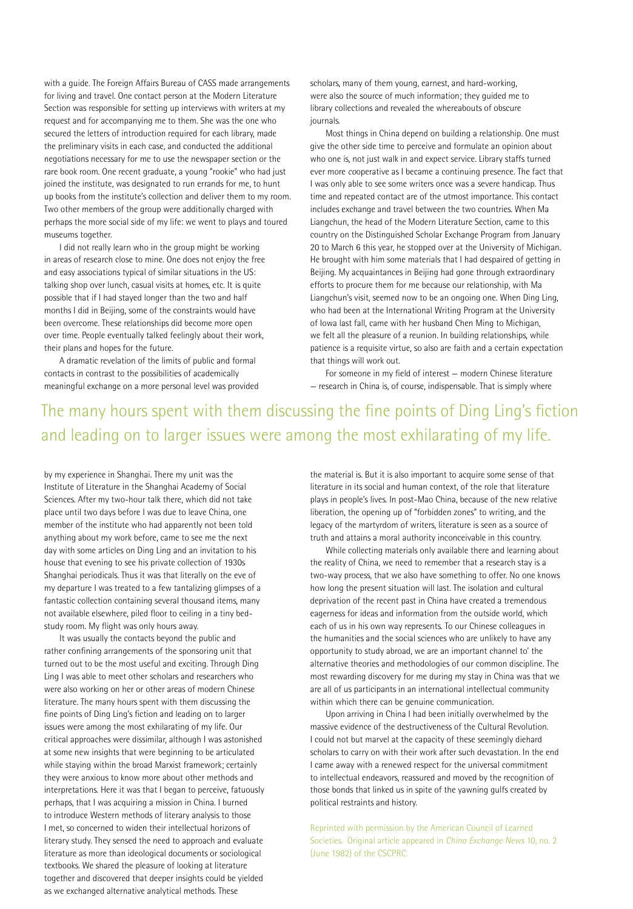with a guide. The Foreign Affairs Bureau of CASS made arrangements for living and travel. One contact person at the Modern Literature Section was responsible for setting up interviews with writers at my request and for accompanying me to them. She was the one who secured the letters of introduction required for each library, made the preliminary visits in each case, and conducted the additional negotiations necessary for me to use the newspaper section or the rare book room. One recent graduate, a young "rookie" who had just joined the institute, was designated to run errands for me, to hunt up books from the institute's collection and deliver them to my room. Two other members of the group were additionally charged with perhaps the more social side of my life: we went to plays and toured museums together.

I did not really learn who in the group might be working in areas of research close to mine. One does not enjoy the free and easy associations typical of similar situations in the US: talking shop over lunch, casual visits at homes, etc. It is quite possible that if I had stayed longer than the two and half months I did in Beijing, some of the constraints would have been overcome. These relationships did become more open over time. People eventually talked feelingly about their work, their plans and hopes for the future.

A dramatic revelation of the limits of public and formal contacts in contrast to the possibilities of academically meaningful exchange on a more personal level was provided by my experience in Shanghai. There my unit was the Institute of Literature in the Shanghai Academy of Social Sciences. After my two-hour talk there, which did not take place until two days before I was due to leave China, one member of the institute who had apparently not been told anything about my work before, came to see me the next day with some articles on Ding Ling and an invitation to his house that evening to see his private collection of 1930s Shanghai periodicals. Thus it was that literally on the eve of my departure I was treated to a few tantalizing glimpses of a fantastic collection containing several thousand items, many not available elsewhere, piled floor to ceiling in a tiny bed-study room. My flight was only hours away.

It was usually the contacts beyond the public and rather confining arrangements of the sponsoring unit that turned out to be the most useful and exciting. Through Ding Ling I was able to meet other scholars and researchers who were also working on her or other areas of modern Chinese literature. The many hours spent with them discussing the fine points of Ding Ling's fiction and leading on to larger issues were among the most exhilarating of my life. Our critical approaches were dissimilar, although I was astonished at some new insights that were beginning to be articulated while staying within the broad Marxist framework; certainly they were anxious to know more about other methods and interpretations. Here it was that I began to perceive, fatuously perhaps, that I was acquiring a mission in China. I burned to introduce Western methods of literary analysis to those I met, so concerned to widen their intellectual horizons of literary study. They sensed the need to approach and evaluate literature as more than ideological documents or sociological textbooks. We shared the pleasure of looking at literature together and discovered that deeper insights could be yielded as we exchanged alternative analytical methods. These scholars, many of them young, earnest, and hard-working, were also the source of much information; they guided me to library collections and revealed the whereabouts of obscure journals.

Most things in China depend on building a relationship. One must give the other side time to perceive and formulate an opinion about who one is, not just walk in and expect service. Library staffs turned ever more cooperative as I became a continuing presence. The fact that I was only able to see some writers once was a severe handicap. Thus time and repeated contact are of the utmost importance. This contact includes exchange and travel between the two countries. When Ma Liangchun, the head of the Modern Literature Section, came to this country on the Distinguished Scholar Exchange Program from January 20 to March 6 this year, he stopped over at the University of Michigan. He brought with him some materials that I had despaired of getting in Beijing. My acquaintances in Beijing had gone through extraordinary efforts to procure them for me because our relationship, with Ma Liangchun's visit, seemed now to be an ongoing one. When Ding Ling, who had been at the International Writing Program at the University of Iowa last fall, came with her husband Chen Ming to Michigan, we felt all the pleasure of a reunion. In building relationships, while patience is a requisite virtue, so also are faith and a certain expectation that things will work out.

For someone in my field of interest — modern Chinese literature — research in China is, of course, indispensable. That is simply where the material is. But it is also important to acquire some sense of that literature in its social and human context, of the role that literature plays in people's lives. In post-Mao China, because of the new relative liberation, the opening up of "forbidden zones" to writing, and the legacy of the martyrdom of writers, literature is seen as a source of truth and attains a moral authority inconceivable in this country.

While collecting materials only available there and learning about the reality of China, we need to remember that a research stay is a two-way process, that we also have something to offer. No one knows how long the present situation will last. The isolation and cultural deprivation of the recent past in China have created a tremendous eagerness for ideas and information from the outside world, which each of us in his own way represents. To our Chinese colleagues in the humanities and the social sciences who are unlikely to have any opportunity to study abroad, we are an important channel to' the alternative theories and methodologies of our common discipline. The most rewarding discovery for me during my stay in China was that we are all of us participants in an international intellectual community within which there can be genuine communication.

Upon arriving in China I had been initially overwhelmed by the massive evidence of the destructiveness of the Cultural Revolution. I could not but marvel at the capacity of these seemingly diehard scholars to carry on with their work after such devastation. In the end I came away with a renewed respect for the universal commitment to intellectual endeavors, reassured and moved by the recognition of those bonds that linked us in spite of the yawning gulfs created by political restraints and history.

> The many hours spent with them discussing the fine points of Ding Ling's fiction and leading on to larger issues were among the most exhilarating of my life.

Reprinted with permission by the American Council of Learned Societies. Original article appeared in *China Exchange News* 10, no. 2 (June 1982) of the CSCPRC.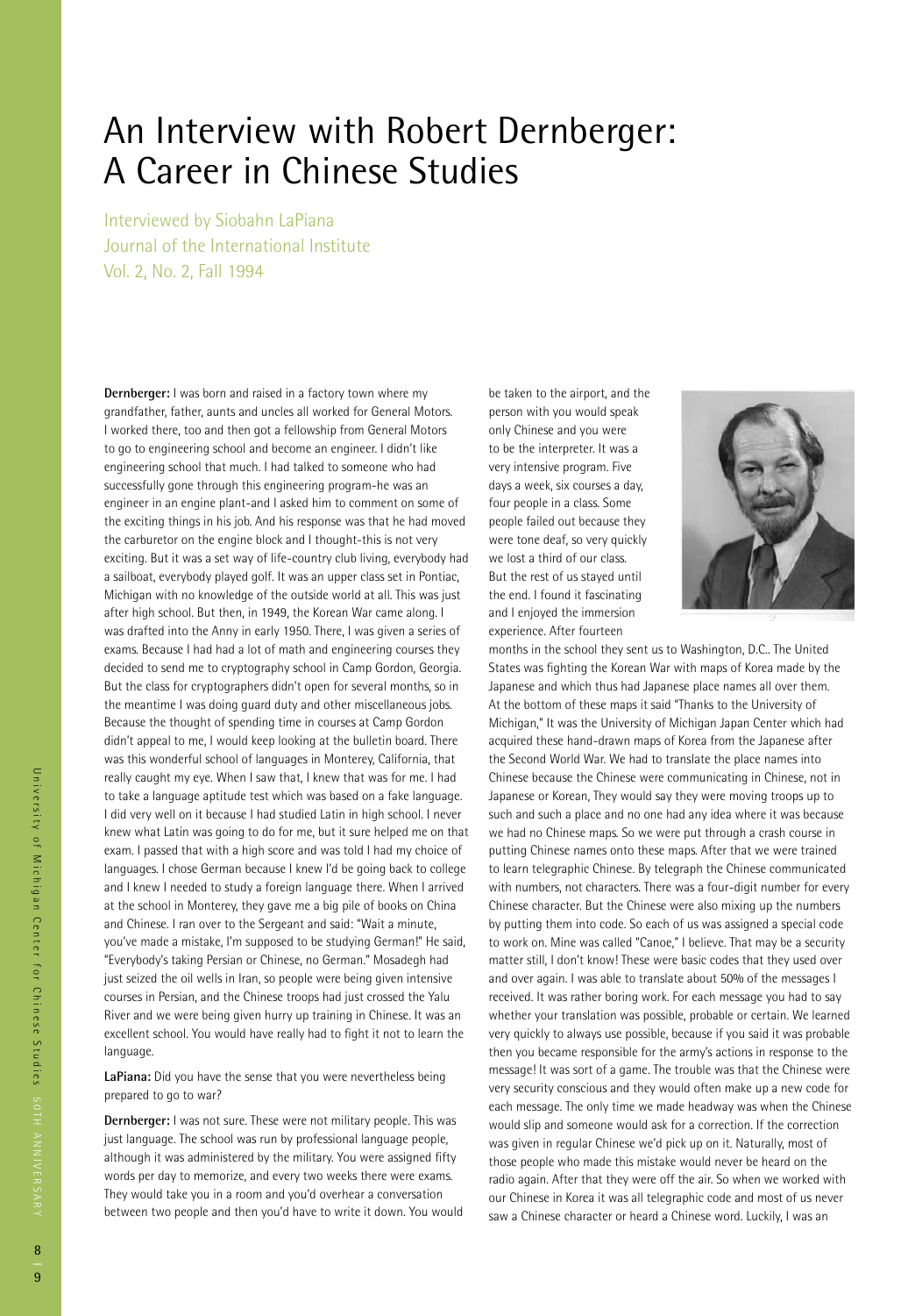# An Interview with Robert Dernberger: A Career in Chinese Studies

Interviewed by Siobahn LaPiana
Journal of the International Institute
Vol. 2, No. 2, Fall 1994

**Dernberger:** I was born and raised in a factory town where my grandfather, father, aunts and uncles all worked for General Motors. I worked there, too and then got a fellowship from General Motors to go to engineering school and become an engineer. I didn't like engineering school that much. I had talked to someone who had successfully gone through this engineering program-he was an engineer in an engine plant-and I asked him to comment on some of the exciting things in his job. And his response was that he had moved the carburetor on the engine block and I thought-this is not very exciting. But it was a set way of life-country club living, everybody had a sailboat, everybody played golf. It was an upper class set in Pontiac, Michigan with no knowledge of the outside world at all. This was just after high school. But then, in 1949, the Korean War came along. I was drafted into the Anny in early 1950. There, I was given a series of exams. Because I had had a lot of math and engineering courses they decided to send me to cryptography school in Camp Gordon, Georgia. But the class for cryptographers didn't open for several months, so in the meantime I was doing guard duty and other miscellaneous jobs. Because the thought of spending time in courses at Camp Gordon didn't appeal to me, I would keep looking at the bulletin board. There was this wonderful school of languages in Monterey, California, that really caught my eye. When I saw that, I knew that was for me. I had to take a language aptitude test which was based on a fake language. I did very well on it because I had studied Latin in high school. I never knew what Latin was going to do for me, but it sure helped me on that exam. I passed that with a high score and was told I had my choice of languages. I chose German because I knew I'd be going back to college and I knew I needed to study a foreign language there. When I arrived at the school in Monterey, they gave me a big pile of books on China and Chinese. I ran over to the Sergeant and said: "Wait a minute, you've made a mistake, I'm supposed to be studying German!" He said, "Everybody's taking Persian or Chinese, no German." Mosadegh had just seized the oil wells in Iran, so people were being given intensive courses in Persian, and the Chinese troops had just crossed the Yalu River and we were being given hurry up training in Chinese. It was an excellent school. You would have really had to fight it not to learn the language.

**LaPiana:** Did you have the sense that you were nevertheless being prepared to go to war?

**Dernberger:** I was not sure. These were not military people. This was just language. The school was run by professional language people, although it was administered by the military. You were assigned fifty words per day to memorize, and every two weeks there were exams. They would take you in a room and you'd overhear a conversation between two people and then you'd have to write it down. You would be taken to the airport, and the person with you would speak only Chinese and you were to be the interpreter. It was a very intensive program. Five days a week, six courses a day, four people in a class. Some people failed out because they were tone deaf, so very quickly we lost a third of our class. But the rest of us stayed until the end. I found it fascinating and I enjoyed the immersion experience. After fourteen months in the school they sent us to Washington, D.C.. The United States was fighting the Korean War with maps of Korea made by the Japanese and which thus had Japanese place names all over them. At the bottom of these maps it said "Thanks to the University of Michigan," It was the University of Michigan Japan Center which had acquired these hand-drawn maps of Korea from the Japanese after the Second World War. We had to translate the place names into Chinese because the Chinese were communicating in Chinese, not in Japanese or Korean, They would say they were moving troops up to such and such a place and no one had any idea where it was because we had no Chinese maps. So we were put through a crash course in putting Chinese names onto these maps. After that we were trained to learn telegraphic Chinese. By telegraph the Chinese communicated with numbers, not characters. There was a four-digit number for every Chinese character. But the Chinese were also mixing up the numbers by putting them into code. So each of us was assigned a special code to work on. Mine was called "Canoe," I believe. That may be a security matter still, I don't know! These were basic codes that they used over and over again. I was able to translate about 50% of the messages I received. It was rather boring work. For each message you had to say whether your translation was possible, probable or certain. We learned very quickly to always use possible, because if you said it was probable then you became responsible for the army's actions in response to the message! It was sort of a game. The trouble was that the Chinese were very security conscious and they would often make up a new code for each message. The only time we made headway was when the Chinese would slip and someone would ask for a correction. If the correction was given in regular Chinese we'd pick up on it. Naturally, most of those people who made this mistake would never be heard on the radio again. After that they were off the air. So when we worked with our Chinese in Korea it was all telegraphic code and most of us never saw a Chinese character or heard a Chinese word. Luckily, I was an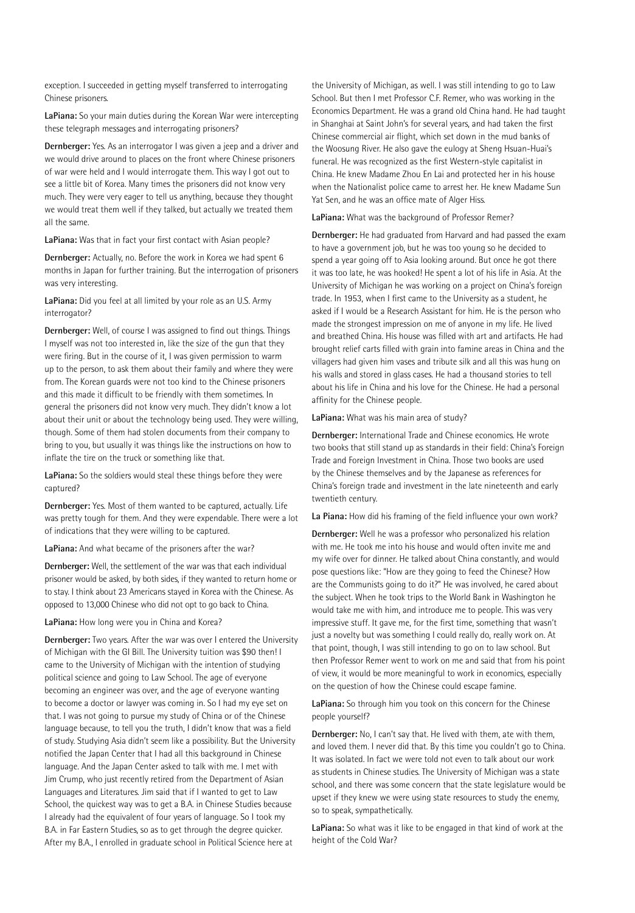exception. I succeeded in getting myself transferred to interrogating Chinese prisoners.

**LaPiana:** So your main duties during the Korean War were intercepting these telegraph messages and interrogating prisoners?

**Dernberger:** Yes. As an interrogator I was given a jeep and a driver and we would drive around to places on the front where Chinese prisoners of war were held and I would interrogate them. This way I got out to see a little bit of Korea. Many times the prisoners did not know very much. They were very eager to tell us anything, because they thought we would treat them well if they talked, but actually we treated them all the same.

**LaPiana:** Was that in fact your first contact with Asian people?

**Dernberger:** Actually, no. Before the work in Korea we had spent 6 months in Japan for further training. But the interrogation of prisoners was very interesting.

**LaPiana:** Did you feel at all limited by your role as an U.S. Army interrogator?

**Dernberger:** Well, of course I was assigned to find out things. Things I myself was not too interested in, like the size of the gun that they were firing. But in the course of it, I was given permission to warm up to the person, to ask them about their family and where they were from. The Korean guards were not too kind to the Chinese prisoners and this made it difficult to be friendly with them sometimes. In general the prisoners did not know very much. They didn't know a lot about their unit or about the technology being used. They were willing, though. Some of them had stolen documents from their company to bring to you, but usually it was things like the instructions on how to inflate the tire on the truck or something like that.

**LaPiana:** So the soldiers would steal these things before they were captured?

**Dernberger:** Yes. Most of them wanted to be captured, actually. Life was pretty tough for them. And they were expendable. There were a lot of indications that they were willing to be captured.

**LaPiana:** And what became of the prisoners after the war?

**Dernberger:** Well, the settlement of the war was that each individual prisoner would be asked, by both sides, if they wanted to return home or to stay. I think about 23 Americans stayed in Korea with the Chinese. As opposed to 13,000 Chinese who did not opt to go back to China.

**LaPiana:** How long were you in China and Korea?

**Dernberger:** Two years. After the war was over I entered the University of Michigan with the GI Bill. The University tuition was $90 then! I came to the University of Michigan with the intention of studying political science and going to Law School. The age of everyone becoming an engineer was over, and the age of everyone wanting to become a doctor or lawyer was coming in. So I had my eye set on that. I was not going to pursue my study of China or of the Chinese language because, to tell you the truth, I didn't know that was a field of study. Studying Asia didn't seem like a possibility. But the University notified the Japan Center that I had all this background in Chinese language. And the Japan Center asked to talk with me. I met with Jim Crump, who just recently retired from the Department of Asian Languages and Literatures. Jim said that if I wanted to get to Law School, the quickest way was to get a B.A. in Chinese Studies because I already had the equivalent of four years of language. So I took my B.A. in Far Eastern Studies, so as to get through the degree quicker. After my B.A., I enrolled in graduate school in Political Science here at the University of Michigan, as well. I was still intending to go to Law School. But then I met Professor C.F. Remer, who was working in the Economics Department. He was a grand old China hand. He had taught in Shanghai at Saint John's for several years, and had taken the first Chinese commercial air flight, which set down in the mud banks of the Woosung River. He also gave the eulogy at Sheng Hsuan-Huai's funeral. He was recognized as the first Western-style capitalist in China. He knew Madame Zhou En Lai and protected her in his house when the Nationalist police came to arrest her. He knew Madame Sun Yat Sen, and he was an office mate of Alger Hiss.

**LaPiana:** What was the background of Professor Remer?

**Dernberger:** He had graduated from Harvard and had passed the exam to have a government job, but he was too young so he decided to spend a year going off to Asia looking around. But once he got there it was too late, he was hooked! He spent a lot of his life in Asia. At the University of Michigan he was working on a project on China's foreign trade. In 1953, when I first came to the University as a student, he asked if I would be a Research Assistant for him. He is the person who made the strongest impression on me of anyone in my life. He lived and breathed China. His house was filled with art and artifacts. He had brought relief carts filled with grain into famine areas in China and the villagers had given him vases and tribute silk and all this was hung on his walls and stored in glass cases. He had a thousand stories to tell about his life in China and his love for the Chinese. He had a personal affinity for the Chinese people.

**LaPiana:** What was his main area of study?

**Dernberger:** International Trade and Chinese economics. He wrote two books that still stand up as standards in their field: China's Foreign Trade and Foreign Investment in China. Those two books are used by the Chinese themselves and by the Japanese as references for China's foreign trade and investment in the late nineteenth and early twentieth century.

**La Piana:** How did his framing of the field influence your own work?

**Dernberger:** Well he was a professor who personalized his relation with me. He took me into his house and would often invite me and my wife over for dinner. He talked about China constantly, and would pose questions like: "How are they going to feed the Chinese? How are the Communists going to do it?" He was involved, he cared about the subject. When he took trips to the World Bank in Washington he would take me with him, and introduce me to people. This was very impressive stuff. It gave me, for the first time, something that wasn't just a novelty but was something I could really do, really work on. At that point, though, I was still intending to go on to law school. But then Professor Remer went to work on me and said that from his point of view, it would be more meaningful to work in economics, especially on the question of how the Chinese could escape famine.

**LaPiana:** So through him you took on this concern for the Chinese people yourself?

**Dernberger:** No, I can't say that. He lived with them, ate with them, and loved them. I never did that. By this time you couldn't go to China. It was isolated. In fact we were told not even to talk about our work as students in Chinese studies. The University of Michigan was a state school, and there was some concern that the state legislature would be upset if they knew we were using state resources to study the enemy, so to speak, sympathetically.

**LaPiana:** So what was it like to be engaged in that kind of work at the height of the Cold War?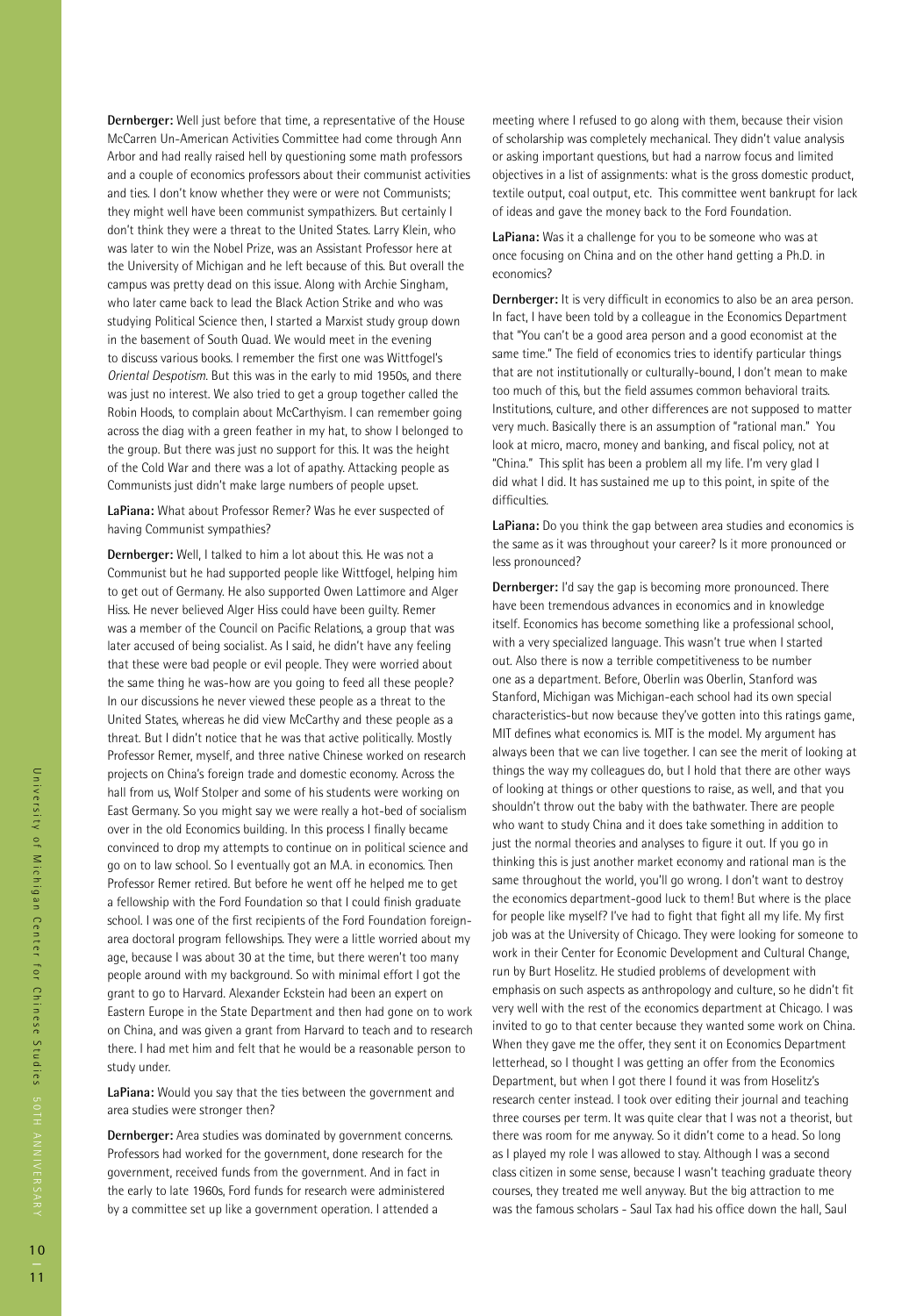**Dernberger:** Well just before that time, a representative of the House McCarren Un-American Activities Committee had come through Ann Arbor and had really raised hell by questioning some math professors and a couple of economics professors about their communist activities and ties. I don't know whether they were or were not Communists; they might well have been communist sympathizers. But certainly I don't think they were a threat to the United States. Larry Klein, who was later to win the Nobel Prize, was an Assistant Professor here at the University of Michigan and he left because of this. But overall the campus was pretty dead on this issue. Along with Archie Singham, who later came back to lead the Black Action Strike and who was studying Political Science then, I started a Marxist study group down in the basement of South Quad. We would meet in the evening to discuss various books. I remember the first one was Wittfogel's *Oriental Despotism*. But this was in the early to mid 1950s, and there was just no interest. We also tried to get a group together called the Robin Hoods, to complain about McCarthyism. I can remember going across the diag with a green feather in my hat, to show I belonged to the group. But there was just no support for this. It was the height of the Cold War and there was a lot of apathy. Attacking people as Communists just didn't make large numbers of people upset.

**LaPiana:** What about Professor Remer? Was he ever suspected of having Communist sympathies?

**Dernberger:** Well, I talked to him a lot about this. He was not a Communist but he had supported people like Wittfogel, helping him to get out of Germany. He also supported Owen Lattimore and Alger Hiss. He never believed Alger Hiss could have been guilty. Remer was a member of the Council on Pacific Relations, a group that was later accused of being socialist. As I said, he didn't have any feeling that these were bad people or evil people. They were worried about the same thing he was-how are you going to feed all these people? In our discussions he never viewed these people as a threat to the United States, whereas he did view McCarthy and these people as a threat. But I didn't notice that he was that active politically. Mostly Professor Remer, myself, and three native Chinese worked on research projects on China's foreign trade and domestic economy. Across the hall from us, Wolf Stolper and some of his students were working on East Germany. So you might say we were really a hot-bed of socialism over in the old Economics building. In this process I finally became convinced to drop my attempts to continue on in political science and go on to law school. I eventually got an M.A. in economics. Then Professor Remer retired. But before he went off he helped me to get a fellowship with the Ford Foundation so that I could finish graduate school. I was one of the first recipients of the Ford Foundation foreign-area doctoral program fellowships. They were a little worried about my age, because I was about 30 at the time, but there weren't too many people around with my background. So with minimal effort I got the grant to go to Harvard. Alexander Eckstein had been an expert on Eastern Europe in the State Department and then had gone on to work on China, and was given a grant from Harvard to teach and to research there. I had met him and felt that he would be a reasonable person to study under.

**LaPiana:** Would you say that the ties between the government and area studies were stronger then?

**Dernberger:** Area studies was dominated by government concerns. Professors had worked for the government, done research for the government, received funds from the government. And in fact in the early to late 1960s, Ford funds for research were administered by a committee set up like a government operation. I attended a meeting where I refused to go along with them, because their vision of scholarship was completely mechanical. They didn't value analysis or asking important questions, but had a narrow focus and limited objectives in a list of assignments: what is the gross domestic product, textile output, coal output, etc. This committee went bankrupt for lack of ideas and gave the money back to the Ford Foundation.

**LaPiana:** Was it a challenge for you to be someone who was at once focusing on China and on the other hand getting a Ph.D. in economics?

**Dernberger:** It is very difficult in economics to also be an area person. In fact, I have been told by a colleague in the Economics Department that "You can't be a good area person and a good economist at the same time." The field of economics tries to identify particular things that are not institutionally or culturally-bound, I don't mean to make too much of this, but the field assumes common behavioral traits. Institutions, culture, and other differences are not supposed to matter very much. Basically there is an assumption of "rational man." You look at micro, macro, money and banking, and fiscal policy, not at "China." This split has been a problem all my life. I'm very glad I did what I did. It has sustained me up to this point, in spite of the difficulties.

**LaPiana:** Do you think the gap between area studies and economics is the same as it was throughout your career? Is it more pronounced or less pronounced?

**Dernberger:** I'd say the gap is becoming more pronounced. There have been tremendous advances in economics and in knowledge itself. Economics has become something like a professional school, with a very specialized language. This wasn't true when I started out. Also there is now a terrible competitiveness to be number one as a department. Before, Oberlin was Oberlin, Stanford was Stanford, Michigan was Michigan-each school had its own special characteristics-but now because they've gotten into this ratings game, MIT defines what economics is. MIT is the model. My argument has always been that we can live together. I can see the merit of looking at things the way my colleagues do, but I hold that there are other ways of looking at things or other questions to raise, as well, and that you shouldn't throw out the baby with the bathwater. There are people who want to study China and it does take something in addition to just the normal theories and analyses to figure it out. If you go in thinking this is just another market economy and rational man is the same throughout the world, you'll go wrong. I don't want to destroy the economics department-good luck to them! But where is the place for people like myself? I've had to fight that fight all my life. My first job was at the University of Chicago. They were looking for someone to work in their Center for Economic Development and Cultural Change, run by Burt Hoselitz. He studied problems of development with emphasis on such aspects as anthropology and culture, so he didn't fit very well with the rest of the economics department at Chicago. I was invited to go to that center because they wanted some work on China. When they gave me the offer, they sent it on Economics Department letterhead, so I thought I was getting an offer from the Economics Department, but when I got there I found it was from Hoselitz's research center instead. I took over editing their journal and teaching three courses per term. It was quite clear that I was not a theorist, but there was room for me anyway. So it didn't come to a head. So long as I played my role I was allowed to stay. Although I was a second class citizen in some sense, because I wasn't teaching graduate theory courses, they treated me well anyway. But the big attraction to me was the famous scholars - Saul Tax had his office down the hall, Saul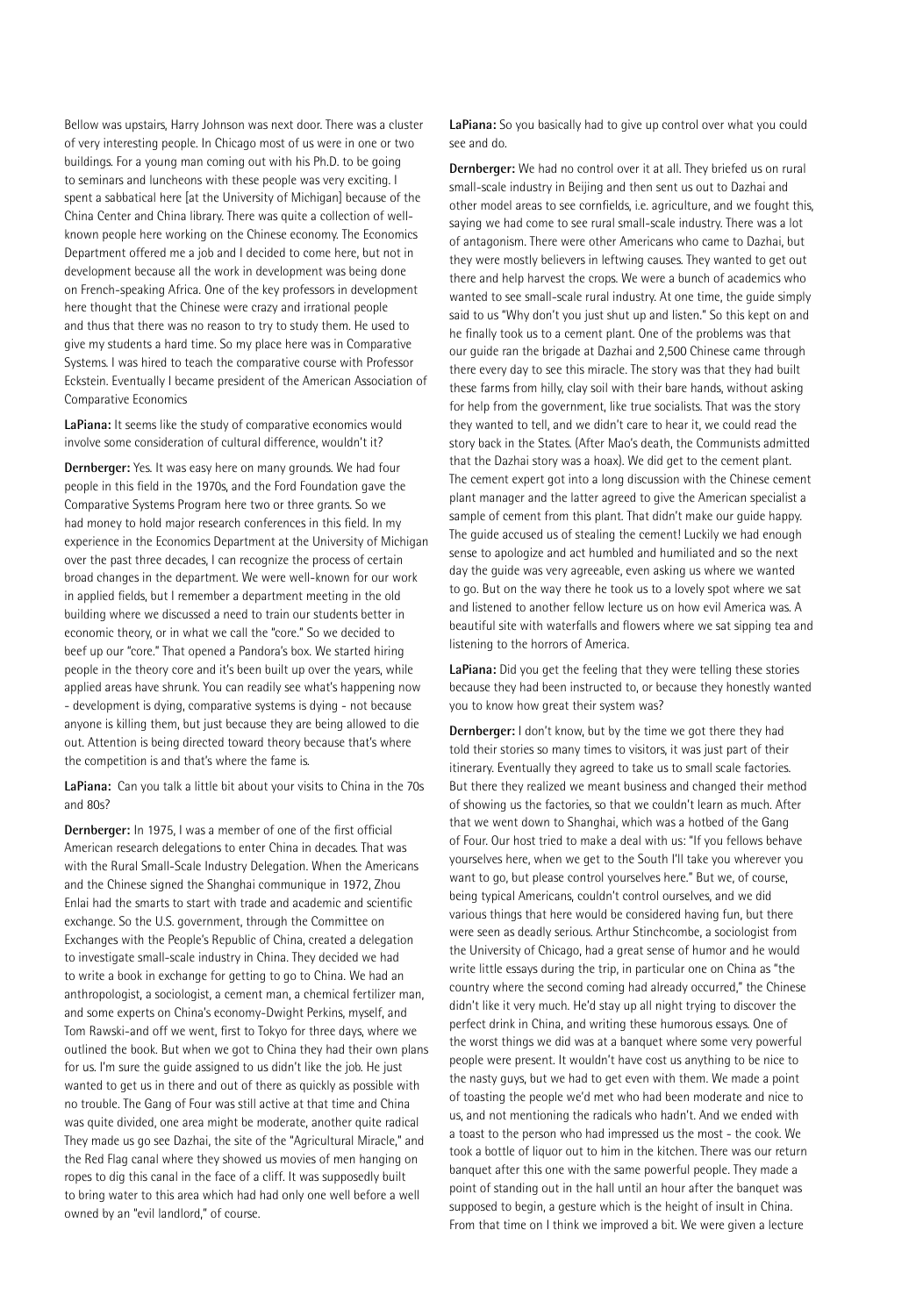Bellow was upstairs, Harry Johnson was next door. There was a cluster of very interesting people. In Chicago most of us were in one or two buildings. For a young man coming out with his Ph.D. to be going to seminars and luncheons with these people was very exciting. I spent a sabbatical here [at the University of Michigan] because of the China Center and China library. There was quite a collection of well-known people here working on the Chinese economy. The Economics Department offered me a job and I decided to come here, but not in development because all the work in development was being done on French-speaking Africa. One of the key professors in development here thought that the Chinese were crazy and irrational people and thus that there was no reason to try to study them. He used to give my students a hard time. So my place here was in Comparative Systems. I was hired to teach the comparative course with Professor Eckstein. Eventually I became president of the American Association of Comparative Economics

**LaPiana:** It seems like the study of comparative economics would involve some consideration of cultural difference, wouldn't it?

**Dernberger:** Yes. It was easy here on many grounds. We had four people in this field in the 1970s, and the Ford Foundation gave the Comparative Systems Program here two or three grants. So we had money to hold major research conferences in this field. In my experience in the Economics Department at the University of Michigan over the past three decades, I can recognize the process of certain broad changes in the department. We were well-known for our work in applied fields, but I remember a department meeting in the old building where we discussed a need to train our students better in economic theory, or in what we call the "core." So we decided to beef up our "core." That opened a Pandora's box. We started hiring people in the theory core and it's been built up over the years, while applied areas have shrunk. You can readily see what's happening now - development is dying, comparative systems is dying - not because anyone is killing them, but just because they are being allowed to die out. Attention is being directed toward theory because that's where the competition is and that's where the fame is.

**LaPiana:** Can you talk a little bit about your visits to China in the 70s and 80s?

**Dernberger:** In 1975, I was a member of one of the first official American research delegations to enter China in decades. That was with the Rural Small-Scale Industry Delegation. When the Americans and the Chinese signed the Shanghai communique in 1972, Zhou Enlai had the smarts to start with trade and academic and scientific exchange. So the U.S. government, through the Committee on Exchanges with the People's Republic of China, created a delegation to investigate small-scale industry in China. They decided we had to write a book in exchange for getting to go to China. We had an anthropologist, a sociologist, a cement man, a chemical fertilizer man, and some experts on China's economy-Dwight Perkins, myself, and Tom Rawski-and off we went, first to Tokyo for three days, where we outlined the book. But when we got to China they had their own plans for us. I'm sure the guide assigned to us didn't like the job. He just wanted to get us in there and out of there as quickly as possible with no trouble. The Gang of Four was still active at that time and China was quite divided, one area might be moderate, another quite radical They made us go see Dazhai, the site of the "Agricultural Miracle," and the Red Flag canal where they showed us movies of men hanging on ropes to dig this canal in the face of a cliff. It was supposedly built to bring water to this area which had had only one well before a well owned by an "evil landlord," of course.

**LaPiana:** So you basically had to give up control over what you could see and do.

**Dernberger:** We had no control over it at all. They briefed us on rural small-scale industry in Beijing and then sent us out to Dazhai and other model areas to see cornfields, i.e. agriculture, and we fought this, saying we had come to see rural small-scale industry. There was a lot of antagonism. There were other Americans who came to Dazhai, but they were mostly believers in leftwing causes. They wanted to get out there and help harvest the crops. We were a bunch of academics who wanted to see small-scale rural industry. At one time, the guide simply said to us "Why don't you just shut up and listen." So this kept on and he finally took us to a cement plant. One of the problems was that our guide ran the brigade at Dazhai and 2,500 Chinese came through there every day to see this miracle. The story was that they had built these farms from hilly, clay soil with their bare hands, without asking for help from the government, like true socialists. That was the story they wanted to tell, and we didn't care to hear it, we could read the story back in the States. (After Mao's death, the Communists admitted that the Dazhai story was a hoax). We did get to the cement plant. The cement expert got into a long discussion with the Chinese cement plant manager and the latter agreed to give the American specialist a sample of cement from this plant. That didn't make our guide happy. The guide accused us of stealing the cement! Luckily we had enough sense to apologize and act humbled and humiliated and so the next day the guide was very agreeable, even asking us where we wanted to go. But on the way there he took us to a lovely spot where we sat and listened to another fellow lecture us on how evil America was. A beautiful site with waterfalls and flowers where we sat sipping tea and listening to the horrors of America.

**LaPiana:** Did you get the feeling that they were telling these stories because they had been instructed to, or because they honestly wanted you to know how great their system was?

**Dernberger:** I don't know, but by the time we got there they had told their stories so many times to visitors, it was just part of their itinerary. Eventually they agreed to take us to small scale factories. But there they realized we meant business and changed their method of showing us the factories, so that we couldn't learn as much. After that we went down to Shanghai, which was a hotbed of the Gang of Four. Our host tried to make a deal with us: "If you fellows behave yourselves here, when we get to the South I'll take you wherever you want to go, but please control yourselves here." But we, of course, being typical Americans, couldn't control ourselves, and we did various things that here would be considered having fun, but there were seen as deadly serious. Arthur Stinchcombe, a sociologist from the University of Chicago, had a great sense of humor and he would write little essays during the trip, in particular one on China as "the country where the second coming had already occurred," the Chinese didn't like it very much. He'd stay up all night trying to discover the perfect drink in China, and writing these humorous essays. One of the worst things we did was at a banquet where some very powerful people were present. It wouldn't have cost us anything to be nice to the nasty guys, but we had to get even with them. We made a point of toasting the people we'd met who had been moderate and nice to us, and not mentioning the radicals who hadn't. And we ended with a toast to the person who had impressed us the most - the cook. We took a bottle of liquor out to him in the kitchen. There was our return banquet after this one with the same powerful people. They made a point of standing out in the hall until an hour after the banquet was supposed to begin, a gesture which is the height of insult in China. From that time on I think we improved a bit. We were given a lecture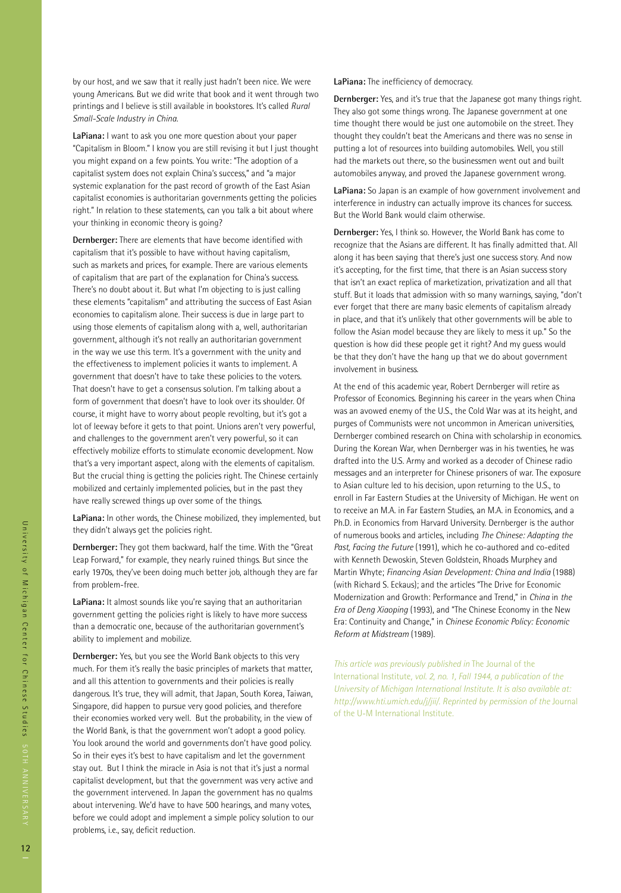by our host, and we saw that it really just hadn't been nice. We were young Americans. But we did write that book and it went through two printings and I believe is still available in bookstores. It's called *Rural Small-Scale Industry in China.*

**LaPiana:** I want to ask you one more question about your paper "Capitalism in Bloom." I know you are still revising it but I just thought you might expand on a few points. You write: "The adoption of a capitalist system does not explain China's success," and "a major systemic explanation for the past record of growth of the East Asian capitalist economies is authoritarian governments getting the policies right." In relation to these statements, can you talk a bit about where your thinking in economic theory is going?

**Dernberger:** There are elements that have become identified with capitalism that it's possible to have without having capitalism, such as markets and prices, for example. There are various elements of capitalism that are part of the explanation for China's success. There's no doubt about it. But what I'm objecting to is just calling these elements "capitalism" and attributing the success of East Asian economies to capitalism alone. Their success is due in large part to using those elements of capitalism along with a, well, authoritarian government, although it's not really an authoritarian government in the way we use this term. It's a government with the unity and the effectiveness to implement policies it wants to implement. A government that doesn't have to take these policies to the voters. That doesn't have to get a consensus solution. I'm talking about a form of government that doesn't have to look over its shoulder. Of course, it might have to worry about people revolting, but it's got a lot of leeway before it gets to that point. Unions aren't very powerful, and challenges to the government aren't very powerful, so it can effectively mobilize efforts to stimulate economic development. Now that's a very important aspect, along with the elements of capitalism. But the crucial thing is getting the policies right. The Chinese certainly mobilized and certainly implemented policies, but in the past they have really screwed things up over some of the things.

**LaPiana:** In other words, the Chinese mobilized, they implemented, but they didn't always get the policies right.

**Dernberger:** They got them backward, half the time. With the "Great Leap Forward," for example, they nearly ruined things. But since the early 1970s, they've been doing much better job, although they are far from problem-free.

**LaPiana:** It almost sounds like you're saying that an authoritarian government getting the policies right is likely to have more success than a democratic one, because of the authoritarian government's ability to implement and mobilize.

**Dernberger:** Yes, but you see the World Bank objects to this very much. For them it's really the basic principles of markets that matter, and all this attention to governments and their policies is really dangerous. It's true, they will admit, that Japan, South Korea, Taiwan, Singapore, did happen to pursue very good policies, and therefore their economies worked very well. But the probability, in the view of the World Bank, is that the government won't adopt a good policy. You look around the world and governments don't have good policy. So in their eyes it's best to have capitalism and let the government stay out. But I think the miracle in Asia is not that it's just a normal capitalist development, but that the government was very active and the government intervened. In Japan the government has no qualms about intervening. We'd have to have 500 hearings, and many votes, before we could adopt and implement a simple policy solution to our problems, i.e., say, deficit reduction.

**LaPiana:** The inefficiency of democracy.

**Dernberger:** Yes, and it's true that the Japanese got many things right. They also got some things wrong. The Japanese government at one time thought there would be just one automobile on the street. They thought they couldn't beat the Americans and there was no sense in putting a lot of resources into building automobiles. Well, you still had the markets out there, so the businessmen went out and built automobiles anyway, and proved the Japanese government wrong.

**LaPiana:** So Japan is an example of how government involvement and interference in industry can actually improve its chances for success. But the World Bank would claim otherwise.

**Dernberger:** Yes, I think so. However, the World Bank has come to recognize that the Asians are different. It has finally admitted that. All along it has been saying that there's just one success story. And now it's accepting, for the first time, that there is an Asian success story that isn't an exact replica of marketization, privatization and all that stuff. But it loads that admission with so many warnings, saying, "don't ever forget that there are many basic elements of capitalism already in place, and that it's unlikely that other governments will be able to follow the Asian model because they are likely to mess it up." So the question is how did these people get it right? And my guess would be that they don't have the hang up that we do about government involvement in business.

At the end of this academic year, Robert Dernberger will retire as Professor of Economics. Beginning his career in the years when China was an avowed enemy of the U.S., the Cold War was at its height, and purges of Communists were not uncommon in American universities, Dernberger combined research on China with scholarship in economics. During the Korean War, when Dernberger was in his twenties, he was drafted into the U.S. Army and worked as a decoder of Chinese radio messages and an interpreter for Chinese prisoners of war. The exposure to Asian culture led to his decision, upon returning to the U.S., to enroll in Far Eastern Studies at the University of Michigan. He went on to receive an M.A. in Far Eastern Studies, an M.A. in Economics, and a Ph.D. in Economics from Harvard University. Dernberger is the author of numerous books and articles, including *The Chinese: Adapting the Past, Facing the Future* (1991), which he co-authored and co-edited with Kenneth Dewoskin, Steven Goldstein, Rhoads Murphey and Martin Whyte; *Financing Asian Development: China and India* (1988) (with Richard S. Eckaus); and the articles "The Drive for Economic Modernization and Growth: Performance and Trend," in *China in the Era of Deng Xiaoping* (1993), and "The Chinese Economy in the New Era: Continuity and Change," in *Chinese Economic Policy: Economic Reform at Midstream* (1989).

*This article was previously published in* The Journal of the International Institute, *vol. 2, no. 1, Fall 1944, a publication of the University of Michigan International Institute. It is also available at: http://www.hti.umich.edu/j/jii/. Reprinted by permission of the* Journal of the U-M International Institute.